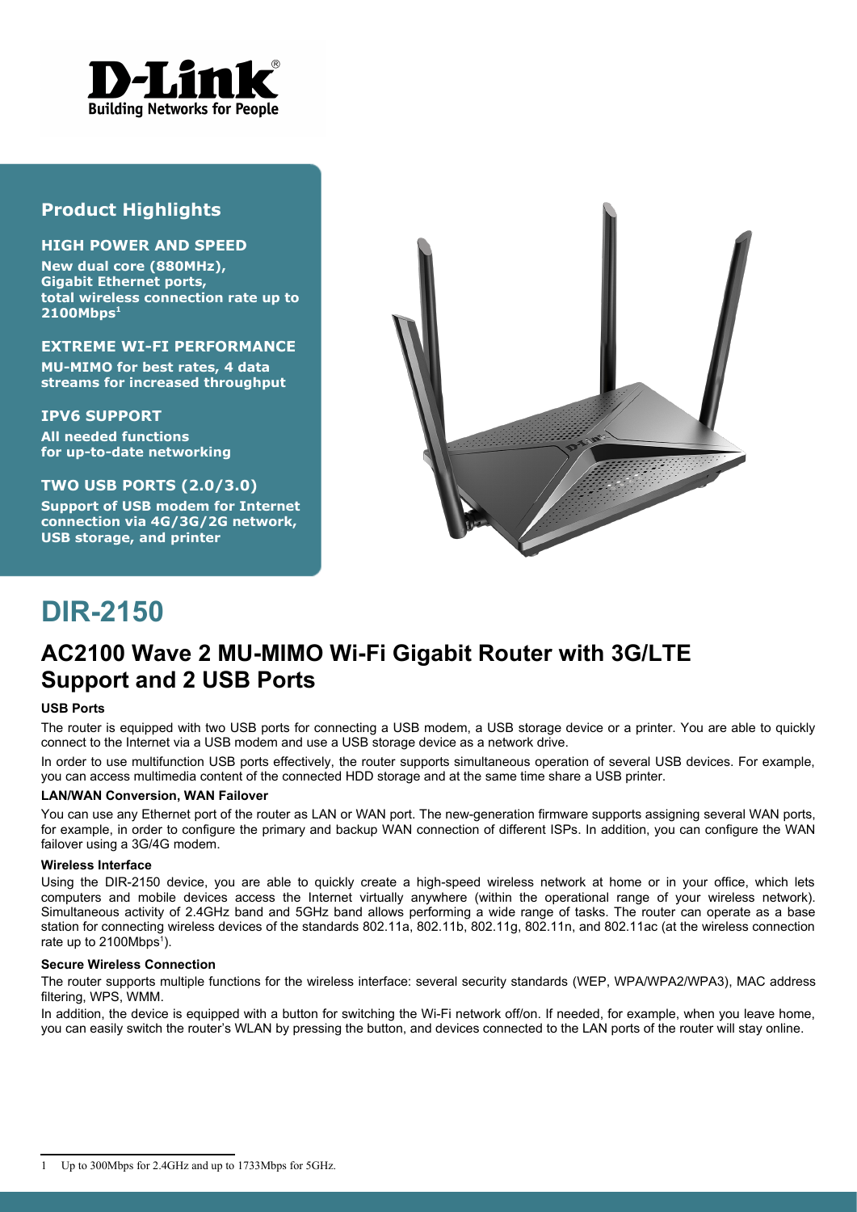## Product Highlights

**HIGH POWER AND SPEED**

**New dual core (880MHz), Gigabit Ethernet ports, total wireless connection rate up to 2100Mbps[1]**

**EXTREME WI-FI PERFORMANCE**

**MU-MIMO for best rates, 4 data streams for increased throughput**

**IPV6 SUPPORT**

**All needed functions for up-to-date networking**

**TWO USB PORTS (2.0/3.0)**

**Support of USB modem for Internet connection via 4G/3G/2G network, USB storage, and printer**

# DIR-2150

## AC2100 Wave 2 MU-MIMO Wi-Fi Gigabit Router with 3G/LTE Support and 2 USB Ports

#### USB Ports

The router is equipped with two USB ports for connecting a USB modem, a USB storage device or a printer. You are able to quickly connect to the Internet via a USB modem and use a USB storage device as a network drive.

In order to use multifunction USB ports effectively, the router supports simultaneous operation of several USB devices. For example, you can access multimedia content of the connected HDD storage and at the same time share a USB printer.

#### LAN/WAN Conversion, WAN Failover

You can use any Ethernet port of the router as LAN or WAN port. The new-generation firmware supports assigning several WAN ports, for example, in order to configure the primary and backup WAN connection of different ISPs. In addition, you can configure the WAN failover using a 3G/4G modem.

#### Wireless Interface

Using the DIR-2150 device, you are able to quickly create a high-speed wireless network at home or in your office, which lets computers and mobile devices access the Internet virtually anywhere (within the operational range of your wireless network). Simultaneous activity of 2.4GHz band and 5GHz band allows performing a wide range of tasks. The router can operate as a base station for connecting wireless devices of the standards 802.11a, 802.11b, 802.11g, 802.11n, and 802.11ac (at the wireless connection rate up to 2100Mbps[1]).

#### Secure Wireless Connection

The router supports multiple functions for the wireless interface: several security standards (WEP, WPA/WPA2/WPA3), MAC address filtering, WPS, WMM.

In addition, the device is equipped with a button for switching the Wi-Fi network off/on. If needed, for example, when you leave home, you can easily switch the router's WLAN by pressing the button, and devices connected to the LAN ports of the router will stay online.

---

1 Up to 300Mbps for 2.4GHz and up to 1733Mbps for 5GHz.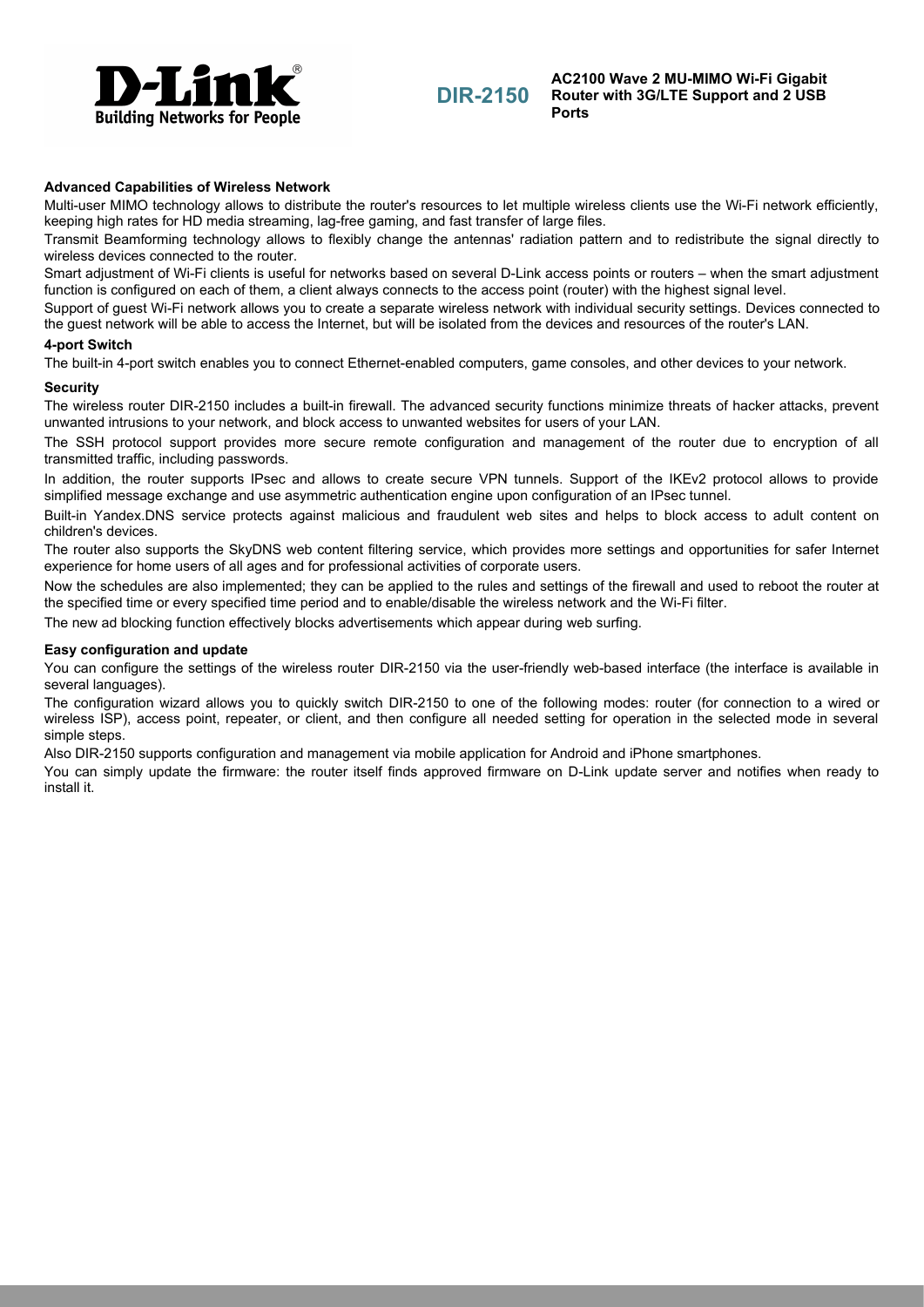**Advanced Capabilities of Wireless Network**

Multi-user MIMO technology allows to distribute the router's resources to let multiple wireless clients use the Wi-Fi network efficiently, keeping high rates for HD media streaming, lag-free gaming, and fast transfer of large files.

Transmit Beamforming technology allows to flexibly change the antennas' radiation pattern and to redistribute the signal directly to wireless devices connected to the router.

Smart adjustment of Wi-Fi clients is useful for networks based on several D-Link access points or routers – when the smart adjustment function is configured on each of them, a client always connects to the access point (router) with the highest signal level.

Support of guest Wi-Fi network allows you to create a separate wireless network with individual security settings. Devices connected to the guest network will be able to access the Internet, but will be isolated from the devices and resources of the router's LAN.

**4-port Switch**

The built-in 4-port switch enables you to connect Ethernet-enabled computers, game consoles, and other devices to your network.

**Security**

The wireless router DIR-2150 includes a built-in firewall. The advanced security functions minimize threats of hacker attacks, prevent unwanted intrusions to your network, and block access to unwanted websites for users of your LAN.

The SSH protocol support provides more secure remote configuration and management of the router due to encryption of all transmitted traffic, including passwords.

In addition, the router supports IPsec and allows to create secure VPN tunnels. Support of the IKEv2 protocol allows to provide simplified message exchange and use asymmetric authentication engine upon configuration of an IPsec tunnel.

Built-in Yandex.DNS service protects against malicious and fraudulent web sites and helps to block access to adult content on children's devices.

The router also supports the SkyDNS web content filtering service, which provides more settings and opportunities for safer Internet experience for home users of all ages and for professional activities of corporate users.

Now the schedules are also implemented; they can be applied to the rules and settings of the firewall and used to reboot the router at the specified time or every specified time period and to enable/disable the wireless network and the Wi-Fi filter.

The new ad blocking function effectively blocks advertisements which appear during web surfing.

**Easy configuration and update**

You can configure the settings of the wireless router DIR-2150 via the user-friendly web-based interface (the interface is available in several languages).

The configuration wizard allows you to quickly switch DIR-2150 to one of the following modes: router (for connection to a wired or wireless ISP), access point, repeater, or client, and then configure all needed setting for operation in the selected mode in several simple steps.

Also DIR-2150 supports configuration and management via mobile application for Android and iPhone smartphones.

You can simply update the firmware: the router itself finds approved firmware on D-Link update server and notifies when ready to install it.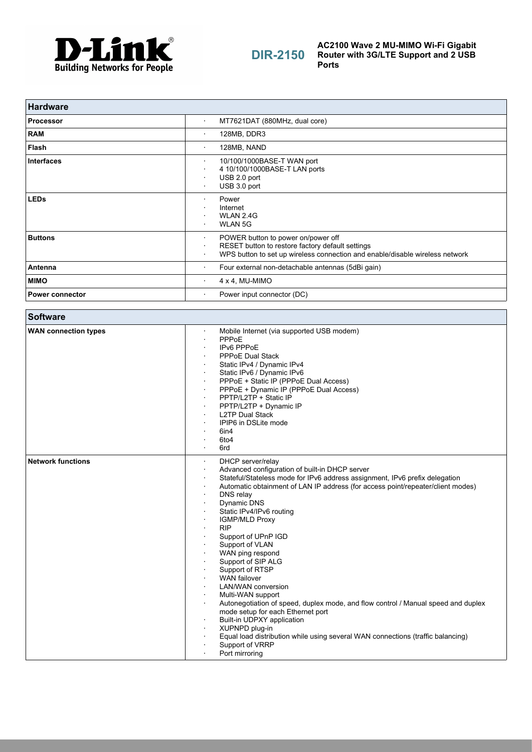| Hardware | |
|---|---|
| **Processor** | · MT7621DAT (880MHz, dual core) |
| **RAM** | · 128MB, DDR3 |
| **Flash** | · 128MB, NAND |
| **Interfaces** | · 10/100/1000BASE-T WAN port<br>· 4 10/100/1000BASE-T LAN ports<br>· USB 2.0 port<br>· USB 3.0 port |
| **LEDs** | · Power<br>· Internet<br>· WLAN 2.4G<br>· WLAN 5G |
| **Buttons** | · POWER button to power on/power off<br>· RESET button to restore factory default settings<br>· WPS button to set up wireless connection and enable/disable wireless network |
| **Antenna** | · Four external non-detachable antennas (5dBi gain) |
| **MIMO** | · 4 x 4, MU-MIMO |
| **Power connector** | · Power input connector (DC) |

| Software | |
|---|---|
| **WAN connection types** | · Mobile Internet (via supported USB modem)<br>· PPPoE<br>· IPv6 PPPoE<br>· PPPoE Dual Stack<br>· Static IPv4 / Dynamic IPv4<br>· Static IPv6 / Dynamic IPv6<br>· PPPoE + Static IP (PPPoE Dual Access)<br>· PPPoE + Dynamic IP (PPPoE Dual Access)<br>· PPTP/L2TP + Static IP<br>· PPTP/L2TP + Dynamic IP<br>· L2TP Dual Stack<br>· IPIP6 in DSLite mode<br>· 6in4<br>· 6to4<br>· 6rd |
| **Network functions** | · DHCP server/relay<br>· Advanced configuration of built-in DHCP server<br>· Stateful/Stateless mode for IPv6 address assignment, IPv6 prefix delegation<br>· Automatic obtainment of LAN IP address (for access point/repeater/client modes)<br>· DNS relay<br>· Dynamic DNS<br>· Static IPv4/IPv6 routing<br>· IGMP/MLD Proxy<br>· RIP<br>· Support of UPnP IGD<br>· Support of VLAN<br>· WAN ping respond<br>· Support of SIP ALG<br>· Support of RTSP<br>· WAN failover<br>· LAN/WAN conversion<br>· Multi-WAN support<br>· Autonegotiation of speed, duplex mode, and flow control / Manual speed and duplex mode setup for each Ethernet port<br>· Built-in UDPXY application<br>· XUPNPD plug-in<br>· Equal load distribution while using several WAN connections (traffic balancing)<br>· Support of VRRP<br>· Port mirroring |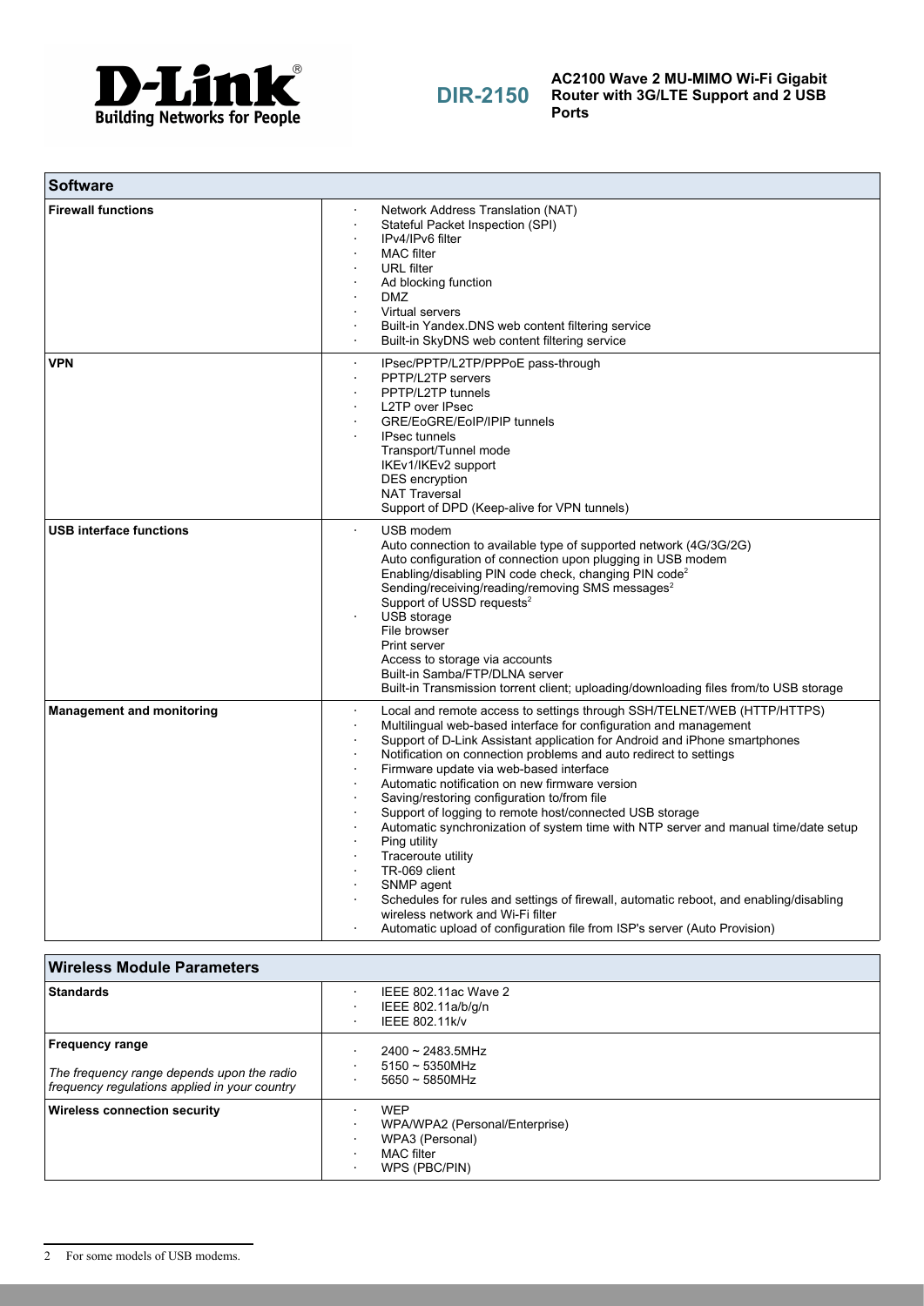## Software

| Software | |
|---|---|
| **Firewall functions** | · Network Address Translation (NAT)<br>· Stateful Packet Inspection (SPI)<br>· IPv4/IPv6 filter<br>· MAC filter<br>· URL filter<br>· Ad blocking function<br>· DMZ<br>· Virtual servers<br>· Built-in Yandex.DNS web content filtering service<br>· Built-in SkyDNS web content filtering service |
| **VPN** | · IPsec/PPTP/L2TP/PPPoE pass-through<br>· PPTP/L2TP servers<br>· PPTP/L2TP tunnels<br>· L2TP over IPsec<br>· GRE/EoGRE/EoIP/IPIP tunnels<br>· IPsec tunnels<br>Transport/Tunnel mode<br>IKEv1/IKEv2 support<br>DES encryption<br>NAT Traversal<br>Support of DPD (Keep-alive for VPN tunnels) |
| **USB interface functions** | · USB modem<br>Auto connection to available type of supported network (4G/3G/2G)<br>Auto configuration of connection upon plugging in USB modem<br>Enabling/disabling PIN code check, changing PIN code[2]<br>Sending/receiving/reading/removing SMS messages[2]<br>Support of USSD requests[2]<br>· USB storage<br>File browser<br>Print server<br>Access to storage via accounts<br>Built-in Samba/FTP/DLNA server<br>Built-in Transmission torrent client; uploading/downloading files from/to USB storage |
| **Management and monitoring** | · Local and remote access to settings through SSH/TELNET/WEB (HTTP/HTTPS)<br>· Multilingual web-based interface for configuration and management<br>· Support of D-Link Assistant application for Android and iPhone smartphones<br>· Notification on connection problems and auto redirect to settings<br>· Firmware update via web-based interface<br>· Automatic notification on new firmware version<br>· Saving/restoring configuration to/from file<br>· Support of logging to remote host/connected USB storage<br>· Automatic synchronization of system time with NTP server and manual time/date setup<br>· Ping utility<br>· Traceroute utility<br>· TR-069 client<br>· SNMP agent<br>· Schedules for rules and settings of firewall, automatic reboot, and enabling/disabling wireless network and Wi-Fi filter<br>· Automatic upload of configuration file from ISP's server (Auto Provision) |

## Wireless Module Parameters

| Wireless Module Parameters | |
|---|---|
| **Standards** | · IEEE 802.11ac Wave 2<br>· IEEE 802.11a/b/g/n<br>· IEEE 802.11k/v |
| **Frequency range**<br><br>*The frequency range depends upon the radio frequency regulations applied in your country* | · 2400 ~ 2483.5MHz<br>· 5150 ~ 5350MHz<br>· 5650 ~ 5850MHz |
| **Wireless connection security** | · WEP<br>· WPA/WPA2 (Personal/Enterprise)<br>· WPA3 (Personal)<br>· MAC filter<br>· WPS (PBC/PIN) |

2 For some models of USB modems.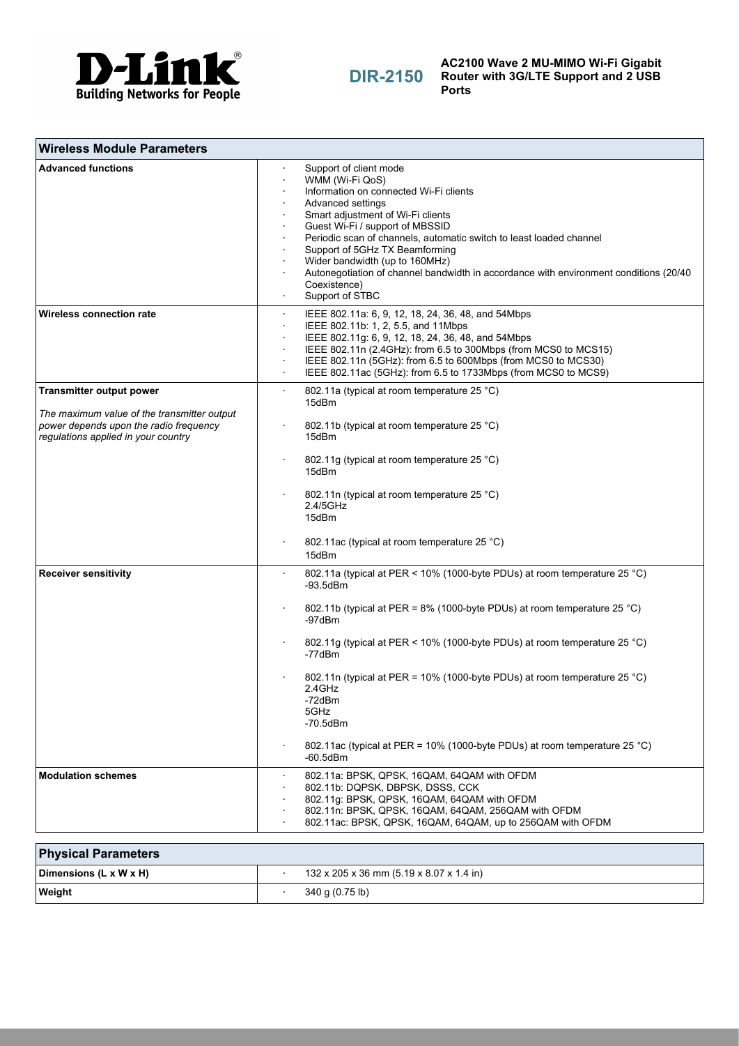| Wireless Module Parameters | |
|---|---|
| **Advanced functions** | · Support of client mode<br>· WMM (Wi-Fi QoS)<br>· Information on connected Wi-Fi clients<br>· Advanced settings<br>· Smart adjustment of Wi-Fi clients<br>· Guest Wi-Fi / support of MBSSID<br>· Periodic scan of channels, automatic switch to least loaded channel<br>· Support of 5GHz TX Beamforming<br>· Wider bandwidth (up to 160MHz)<br>· Autonegotiation of channel bandwidth in accordance with environment conditions (20/40 Coexistence)<br>· Support of STBC |
| **Wireless connection rate** | · IEEE 802.11a: 6, 9, 12, 18, 24, 36, 48, and 54Mbps<br>· IEEE 802.11b: 1, 2, 5.5, and 11Mbps<br>· IEEE 802.11g: 6, 9, 12, 18, 24, 36, 48, and 54Mbps<br>· IEEE 802.11n (2.4GHz): from 6.5 to 300Mbps (from MCS0 to MCS15)<br>· IEEE 802.11n (5GHz): from 6.5 to 600Mbps (from MCS0 to MCS30)<br>· IEEE 802.11ac (5GHz): from 6.5 to 1733Mbps (from MCS0 to MCS9) |
| **Transmitter output power**<br><br>*The maximum value of the transmitter output power depends upon the radio frequency regulations applied in your country* | · 802.11a (typical at room temperature 25 °C)<br>15dBm<br><br>· 802.11b (typical at room temperature 25 °C)<br>15dBm<br><br>· 802.11g (typical at room temperature 25 °C)<br>15dBm<br><br>· 802.11n (typical at room temperature 25 °C)<br>2.4/5GHz<br>15dBm<br><br>· 802.11ac (typical at room temperature 25 °C)<br>15dBm |
| **Receiver sensitivity** | · 802.11a (typical at PER < 10% (1000-byte PDUs) at room temperature 25 °C)<br>-93.5dBm<br><br>· 802.11b (typical at PER = 8% (1000-byte PDUs) at room temperature 25 °C)<br>-97dBm<br><br>· 802.11g (typical at PER < 10% (1000-byte PDUs) at room temperature 25 °C)<br>-77dBm<br><br>· 802.11n (typical at PER = 10% (1000-byte PDUs) at room temperature 25 °C)<br>2.4GHz<br>-72dBm<br>5GHz<br>-70.5dBm<br><br>· 802.11ac (typical at PER = 10% (1000-byte PDUs) at room temperature 25 °C)<br>-60.5dBm |
| **Modulation schemes** | · 802.11a: BPSK, QPSK, 16QAM, 64QAM with OFDM<br>· 802.11b: DQPSK, DBPSK, DSSS, CCK<br>· 802.11g: BPSK, QPSK, 16QAM, 64QAM with OFDM<br>· 802.11n: BPSK, QPSK, 16QAM, 64QAM, 256QAM with OFDM<br>· 802.11ac: BPSK, QPSK, 16QAM, 64QAM, up to 256QAM with OFDM |

| Physical Parameters | |
|---|---|
| **Dimensions (L x W x H)** | · 132 x 205 x 36 mm (5.19 x 8.07 x 1.4 in) |
| **Weight** | · 340 g (0.75 lb) |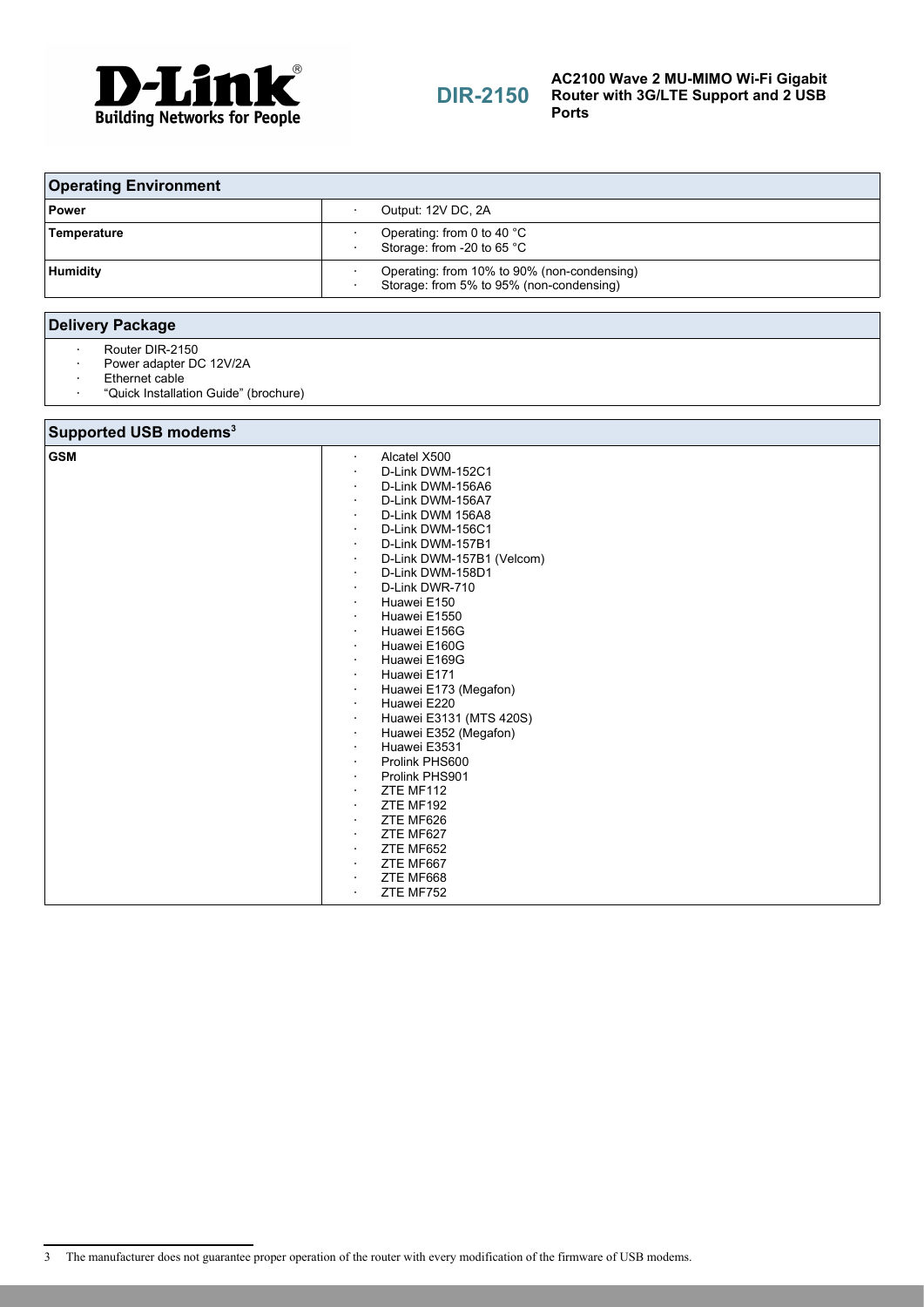| Operating Environment | |
|---|---|
| **Power** | · Output: 12V DC, 2A |
| **Temperature** | · Operating: from 0 to 40 °C<br>· Storage: from -20 to 65 °C |
| **Humidity** | · Operating: from 10% to 90% (non-condensing)<br>· Storage: from 5% to 95% (non-condensing) |

## Delivery Package

- Router DIR-2150
- Power adapter DC 12V/2A
- Ethernet cable
- “Quick Installation Guide” (brochure)

| Supported USB modems[3] | |
|---|---|
| **GSM** | · Alcatel X500<br>· D-Link DWM-152C1<br>· D-Link DWM-156A6<br>· D-Link DWM-156A7<br>· D-Link DWM 156A8<br>· D-Link DWM-156C1<br>· D-Link DWM-157B1<br>· D-Link DWM-157B1 (Velcom)<br>· D-Link DWM-158D1<br>· D-Link DWR-710<br>· Huawei E150<br>· Huawei E1550<br>· Huawei E156G<br>· Huawei E160G<br>· Huawei E169G<br>· Huawei E171<br>· Huawei E173 (Megafon)<br>· Huawei E220<br>· Huawei E3131 (MTS 420S)<br>· Huawei E352 (Megafon)<br>· Huawei E3531<br>· Prolink PHS600<br>· Prolink PHS901<br>· ZTE MF112<br>· ZTE MF192<br>· ZTE MF626<br>· ZTE MF627<br>· ZTE MF652<br>· ZTE MF667<br>· ZTE MF668<br>· ZTE MF752 |

3 The manufacturer does not guarantee proper operation of the router with every modification of the firmware of USB modems.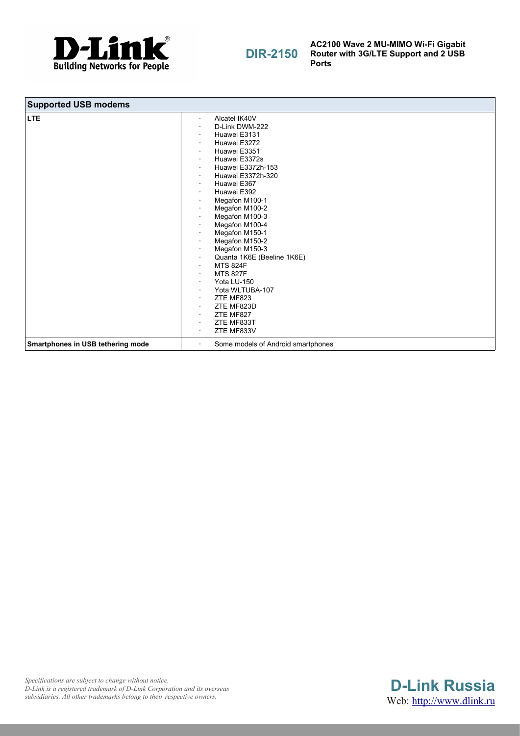| Supported USB modems | |
|---|---|
| **LTE** | · Alcatel IK40V<br>· D-Link DWM-222<br>· Huawei E3131<br>· Huawei E3272<br>· Huawei E3351<br>· Huawei E3372s<br>· Huawei E3372h-153<br>· Huawei E3372h-320<br>· Huawei E367<br>· Huawei E392<br>· Megafon M100-1<br>· Megafon M100-2<br>· Megafon M100-3<br>· Megafon M100-4<br>· Megafon M150-1<br>· Megafon M150-2<br>· Megafon M150-3<br>· Quanta 1K6E (Beeline 1K6E)<br>· MTS 824F<br>· MTS 827F<br>· Yota LU-150<br>· Yota WLTUBA-107<br>· ZTE MF823<br>· ZTE MF823D<br>· ZTE MF827<br>· ZTE MF833T<br>· ZTE MF833V |
| **Smartphones in USB tethering mode** | · Some models of Android smartphones |

*Specifications are subject to change without notice.*
*D-Link is a registered trademark of D-Link Corporation and its overseas subsidiaries. All other trademarks belong to their respective owners.*

**D-Link Russia**
Web: http://www.dlink.ru